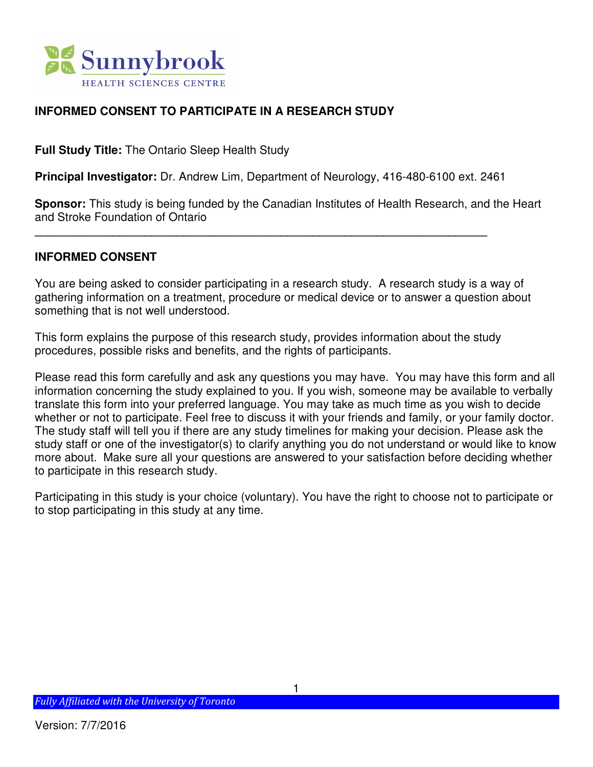Sunnybrook
HEALTH SCIENCES CENTRE

## INFORMED CONSENT TO PARTICIPATE IN A RESEARCH STUDY

**Full Study Title:** The Ontario Sleep Health Study

**Principal Investigator:** Dr. Andrew Lim, Department of Neurology, 416-480-6100 ext. 2461

**Sponsor:** This study is being funded by the Canadian Institutes of Health Research, and the Heart and Stroke Foundation of Ontario

---

## INFORMED CONSENT

You are being asked to consider participating in a research study. A research study is a way of gathering information on a treatment, procedure or medical device or to answer a question about something that is not well understood.

This form explains the purpose of this research study, provides information about the study procedures, possible risks and benefits, and the rights of participants.

Please read this form carefully and ask any questions you may have. You may have this form and all information concerning the study explained to you. If you wish, someone may be available to verbally translate this form into your preferred language. You may take as much time as you wish to decide whether or not to participate. Feel free to discuss it with your friends and family, or your family doctor. The study staff will tell you if there are any study timelines for making your decision. Please ask the study staff or one of the investigator(s) to clarify anything you do not understand or would like to know more about. Make sure all your questions are answered to your satisfaction before deciding whether to participate in this research study.

Participating in this study is your choice (voluntary). You have the right to choose not to participate or to stop participating in this study at any time.

*Fully Affiliated with the University of Toronto*

Version: 7/7/2016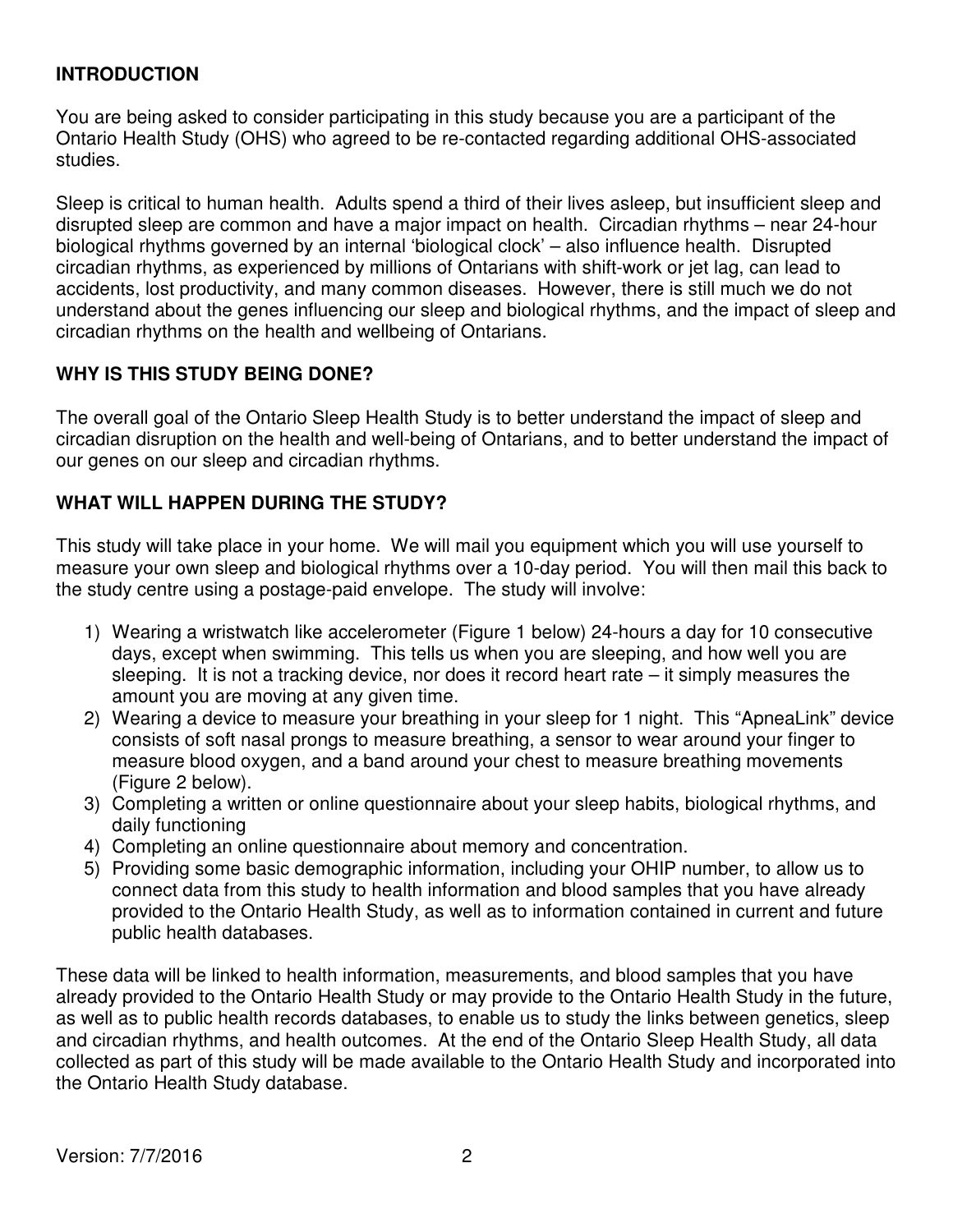## INTRODUCTION

You are being asked to consider participating in this study because you are a participant of the Ontario Health Study (OHS) who agreed to be re-contacted regarding additional OHS-associated studies.

Sleep is critical to human health. Adults spend a third of their lives asleep, but insufficient sleep and disrupted sleep are common and have a major impact on health. Circadian rhythms – near 24-hour biological rhythms governed by an internal 'biological clock' – also influence health. Disrupted circadian rhythms, as experienced by millions of Ontarians with shift-work or jet lag, can lead to accidents, lost productivity, and many common diseases. However, there is still much we do not understand about the genes influencing our sleep and biological rhythms, and the impact of sleep and circadian rhythms on the health and wellbeing of Ontarians.

## WHY IS THIS STUDY BEING DONE?

The overall goal of the Ontario Sleep Health Study is to better understand the impact of sleep and circadian disruption on the health and well-being of Ontarians, and to better understand the impact of our genes on our sleep and circadian rhythms.

## WHAT WILL HAPPEN DURING THE STUDY?

This study will take place in your home. We will mail you equipment which you will use yourself to measure your own sleep and biological rhythms over a 10-day period. You will then mail this back to the study centre using a postage-paid envelope. The study will involve:

1) Wearing a wristwatch like accelerometer (Figure 1 below) 24-hours a day for 10 consecutive days, except when swimming. This tells us when you are sleeping, and how well you are sleeping. It is not a tracking device, nor does it record heart rate – it simply measures the amount you are moving at any given time.
2) Wearing a device to measure your breathing in your sleep for 1 night. This "ApneaLink" device consists of soft nasal prongs to measure breathing, a sensor to wear around your finger to measure blood oxygen, and a band around your chest to measure breathing movements (Figure 2 below).
3) Completing a written or online questionnaire about your sleep habits, biological rhythms, and daily functioning
4) Completing an online questionnaire about memory and concentration.
5) Providing some basic demographic information, including your OHIP number, to allow us to connect data from this study to health information and blood samples that you have already provided to the Ontario Health Study, as well as to information contained in current and future public health databases.

These data will be linked to health information, measurements, and blood samples that you have already provided to the Ontario Health Study or may provide to the Ontario Health Study in the future, as well as to public health records databases, to enable us to study the links between genetics, sleep and circadian rhythms, and health outcomes. At the end of the Ontario Sleep Health Study, all data collected as part of this study will be made available to the Ontario Health Study and incorporated into the Ontario Health Study database.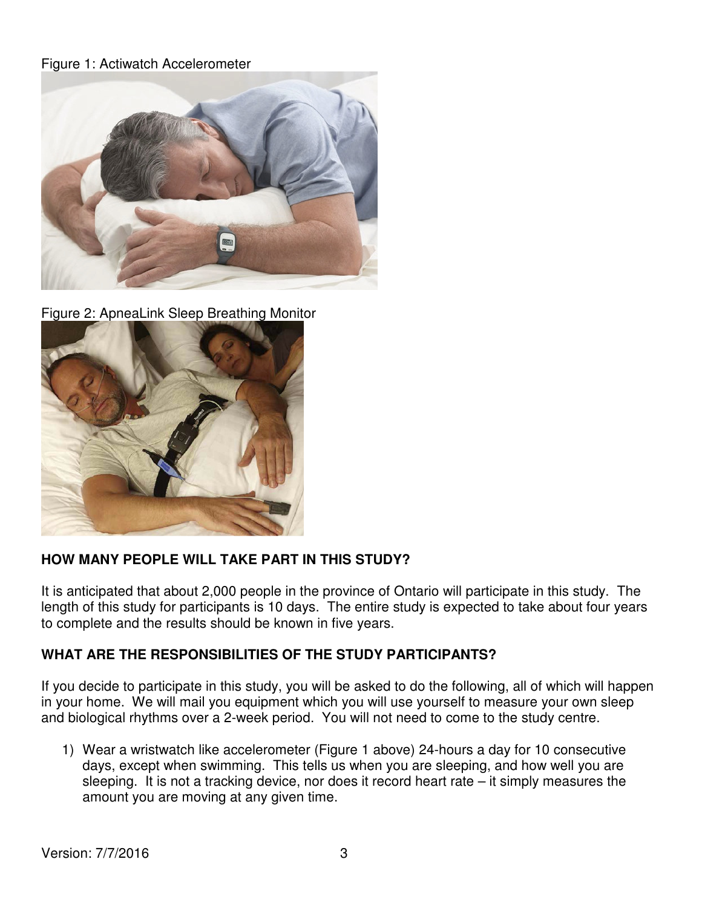Figure 1: Actiwatch Accelerometer

Figure 2: ApneaLink Sleep Breathing Monitor

**HOW MANY PEOPLE WILL TAKE PART IN THIS STUDY?**

It is anticipated that about 2,000 people in the province of Ontario will participate in this study. The length of this study for participants is 10 days. The entire study is expected to take about four years to complete and the results should be known in five years.

**WHAT ARE THE RESPONSIBILITIES OF THE STUDY PARTICIPANTS?**

If you decide to participate in this study, you will be asked to do the following, all of which will happen in your home. We will mail you equipment which you will use yourself to measure your own sleep and biological rhythms over a 2-week period. You will not need to come to the study centre.

1) Wear a wristwatch like accelerometer (Figure 1 above) 24-hours a day for 10 consecutive days, except when swimming. This tells us when you are sleeping, and how well you are sleeping. It is not a tracking device, nor does it record heart rate – it simply measures the amount you are moving at any given time.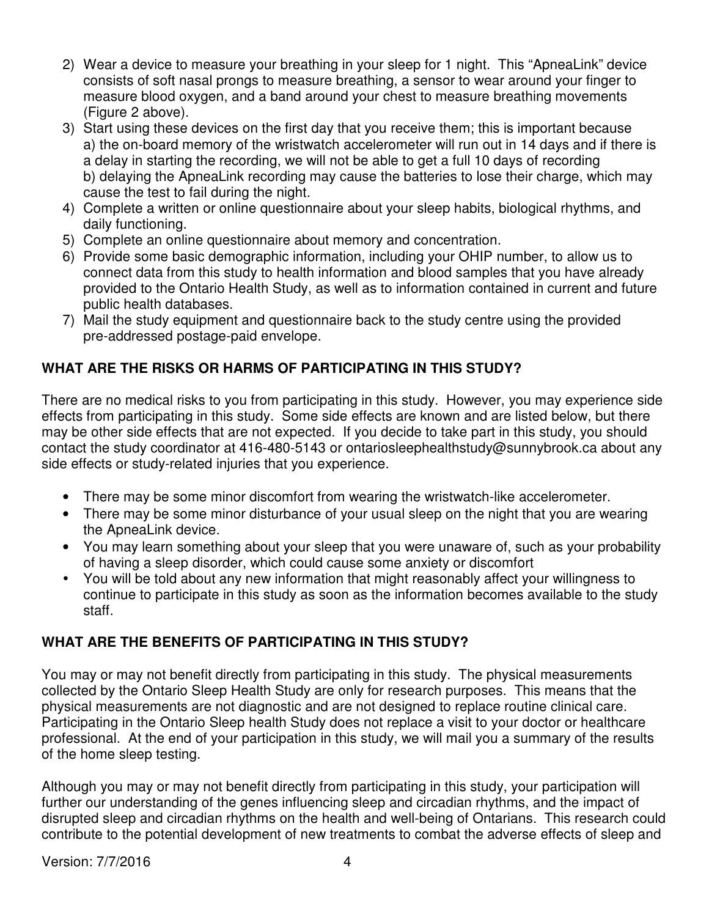2) Wear a device to measure your breathing in your sleep for 1 night. This "ApneaLink" device consists of soft nasal prongs to measure breathing, a sensor to wear around your finger to measure blood oxygen, and a band around your chest to measure breathing movements (Figure 2 above).
3) Start using these devices on the first day that you receive them; this is important because a) the on-board memory of the wristwatch accelerometer will run out in 14 days and if there is a delay in starting the recording, we will not be able to get a full 10 days of recording b) delaying the ApneaLink recording may cause the batteries to lose their charge, which may cause the test to fail during the night.
4) Complete a written or online questionnaire about your sleep habits, biological rhythms, and daily functioning.
5) Complete an online questionnaire about memory and concentration.
6) Provide some basic demographic information, including your OHIP number, to allow us to connect data from this study to health information and blood samples that you have already provided to the Ontario Health Study, as well as to information contained in current and future public health databases.
7) Mail the study equipment and questionnaire back to the study centre using the provided pre-addressed postage-paid envelope.

## WHAT ARE THE RISKS OR HARMS OF PARTICIPATING IN THIS STUDY?

There are no medical risks to you from participating in this study. However, you may experience side effects from participating in this study. Some side effects are known and are listed below, but there may be other side effects that are not expected. If you decide to take part in this study, you should contact the study coordinator at 416-480-5143 or ontariosleephealthstudy@sunnybrook.ca about any side effects or study-related injuries that you experience.

- There may be some minor discomfort from wearing the wristwatch-like accelerometer.
- There may be some minor disturbance of your usual sleep on the night that you are wearing the ApneaLink device.
- You may learn something about your sleep that you were unaware of, such as your probability of having a sleep disorder, which could cause some anxiety or discomfort
- You will be told about any new information that might reasonably affect your willingness to continue to participate in this study as soon as the information becomes available to the study staff.

## WHAT ARE THE BENEFITS OF PARTICIPATING IN THIS STUDY?

You may or may not benefit directly from participating in this study. The physical measurements collected by the Ontario Sleep Health Study are only for research purposes. This means that the physical measurements are not diagnostic and are not designed to replace routine clinical care. Participating in the Ontario Sleep health Study does not replace a visit to your doctor or healthcare professional. At the end of your participation in this study, we will mail you a summary of the results of the home sleep testing.

Although you may or may not benefit directly from participating in this study, your participation will further our understanding of the genes influencing sleep and circadian rhythms, and the impact of disrupted sleep and circadian rhythms on the health and well-being of Ontarians. This research could contribute to the potential development of new treatments to combat the adverse effects of sleep and

Version: 7/7/2016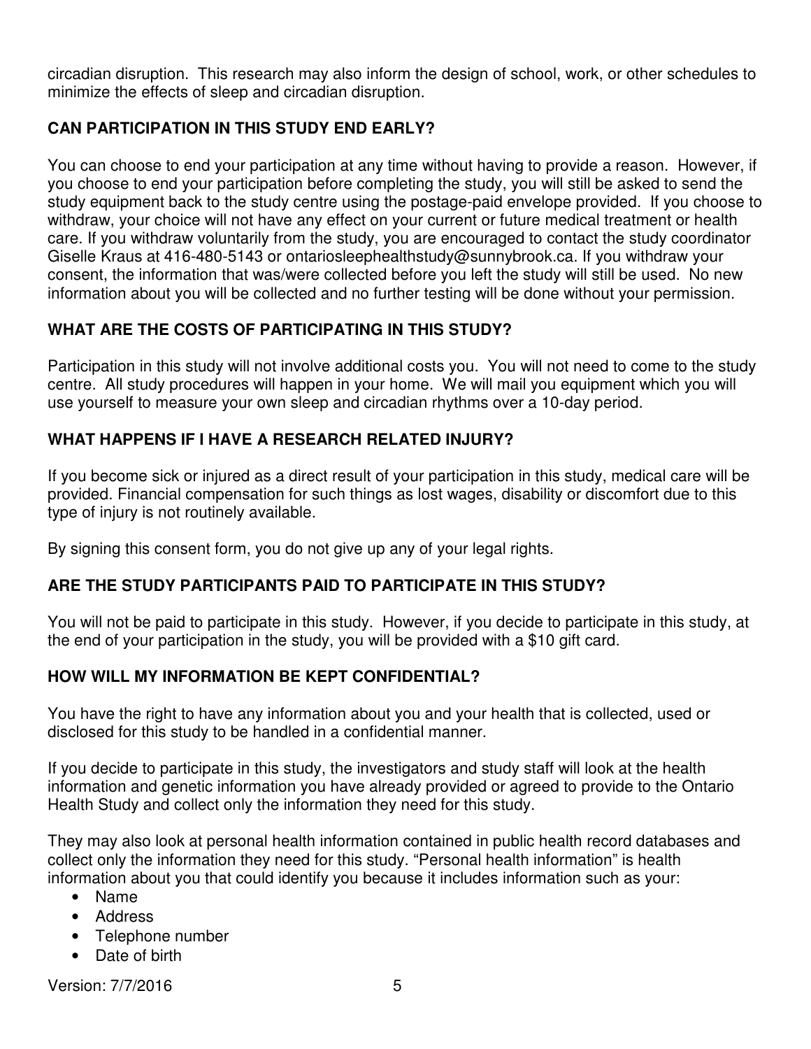circadian disruption. This research may also inform the design of school, work, or other schedules to minimize the effects of sleep and circadian disruption.

**CAN PARTICIPATION IN THIS STUDY END EARLY?**

You can choose to end your participation at any time without having to provide a reason. However, if you choose to end your participation before completing the study, you will still be asked to send the study equipment back to the study centre using the postage-paid envelope provided. If you choose to withdraw, your choice will not have any effect on your current or future medical treatment or health care. If you withdraw voluntarily from the study, you are encouraged to contact the study coordinator Giselle Kraus at 416-480-5143 or ontariosleephealthstudy@sunnybrook.ca. If you withdraw your consent, the information that was/were collected before you left the study will still be used. No new information about you will be collected and no further testing will be done without your permission.

**WHAT ARE THE COSTS OF PARTICIPATING IN THIS STUDY?**

Participation in this study will not involve additional costs you. You will not need to come to the study centre. All study procedures will happen in your home. We will mail you equipment which you will use yourself to measure your own sleep and circadian rhythms over a 10-day period.

**WHAT HAPPENS IF I HAVE A RESEARCH RELATED INJURY?**

If you become sick or injured as a direct result of your participation in this study, medical care will be provided. Financial compensation for such things as lost wages, disability or discomfort due to this type of injury is not routinely available.

By signing this consent form, you do not give up any of your legal rights.

**ARE THE STUDY PARTICIPANTS PAID TO PARTICIPATE IN THIS STUDY?**

You will not be paid to participate in this study. However, if you decide to participate in this study, at the end of your participation in the study, you will be provided with a $10 gift card.

**HOW WILL MY INFORMATION BE KEPT CONFIDENTIAL?**

You have the right to have any information about you and your health that is collected, used or disclosed for this study to be handled in a confidential manner.

If you decide to participate in this study, the investigators and study staff will look at the health information and genetic information you have already provided or agreed to provide to the Ontario Health Study and collect only the information they need for this study.

They may also look at personal health information contained in public health record databases and collect only the information they need for this study. "Personal health information" is health information about you that could identify you because it includes information such as your:

- Name
- Address
- Telephone number
- Date of birth

Version: 7/7/2016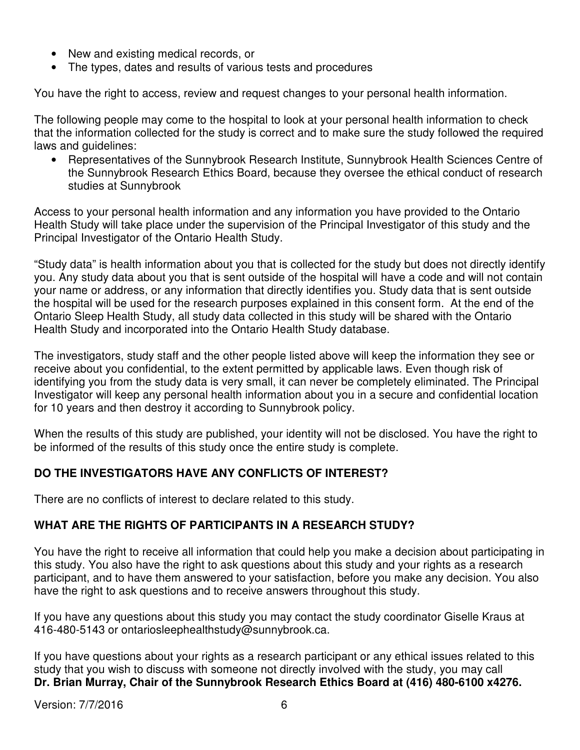- New and existing medical records, or
- The types, dates and results of various tests and procedures

You have the right to access, review and request changes to your personal health information.

The following people may come to the hospital to look at your personal health information to check that the information collected for the study is correct and to make sure the study followed the required laws and guidelines:

- Representatives of the Sunnybrook Research Institute, Sunnybrook Health Sciences Centre of the Sunnybrook Research Ethics Board, because they oversee the ethical conduct of research studies at Sunnybrook

Access to your personal health information and any information you have provided to the Ontario Health Study will take place under the supervision of the Principal Investigator of this study and the Principal Investigator of the Ontario Health Study.

"Study data" is health information about you that is collected for the study but does not directly identify you. Any study data about you that is sent outside of the hospital will have a code and will not contain your name or address, or any information that directly identifies you. Study data that is sent outside the hospital will be used for the research purposes explained in this consent form. At the end of the Ontario Sleep Health Study, all study data collected in this study will be shared with the Ontario Health Study and incorporated into the Ontario Health Study database.

The investigators, study staff and the other people listed above will keep the information they see or receive about you confidential, to the extent permitted by applicable laws. Even though risk of identifying you from the study data is very small, it can never be completely eliminated. The Principal Investigator will keep any personal health information about you in a secure and confidential location for 10 years and then destroy it according to Sunnybrook policy.

When the results of this study are published, your identity will not be disclosed. You have the right to be informed of the results of this study once the entire study is complete.

## DO THE INVESTIGATORS HAVE ANY CONFLICTS OF INTEREST?

There are no conflicts of interest to declare related to this study.

## WHAT ARE THE RIGHTS OF PARTICIPANTS IN A RESEARCH STUDY?

You have the right to receive all information that could help you make a decision about participating in this study. You also have the right to ask questions about this study and your rights as a research participant, and to have them answered to your satisfaction, before you make any decision. You also have the right to ask questions and to receive answers throughout this study.

If you have any questions about this study you may contact the study coordinator Giselle Kraus at 416-480-5143 or ontariosleephealthstudy@sunnybrook.ca.

If you have questions about your rights as a research participant or any ethical issues related to this study that you wish to discuss with someone not directly involved with the study, you may call **Dr. Brian Murray, Chair of the Sunnybrook Research Ethics Board at (416) 480-6100 x4276.**

Version: 7/7/2016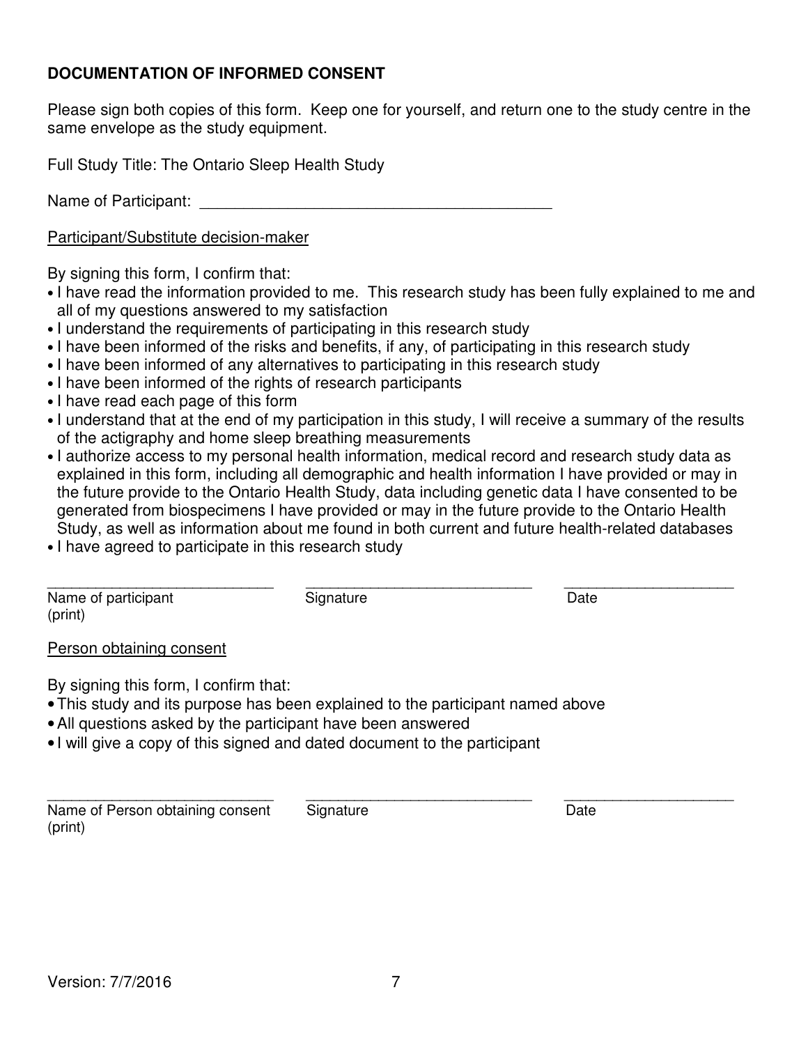**DOCUMENTATION OF INFORMED CONSENT**

Please sign both copies of this form. Keep one for yourself, and return one to the study centre in the same envelope as the study equipment.

Full Study Title: The Ontario Sleep Health Study

Name of Participant: ________________________________________

Participant/Substitute decision-maker

By signing this form, I confirm that:

- I have read the information provided to me. This research study has been fully explained to me and all of my questions answered to my satisfaction
- I understand the requirements of participating in this research study
- I have been informed of the risks and benefits, if any, of participating in this research study
- I have been informed of any alternatives to participating in this research study
- I have been informed of the rights of research participants
- I have read each page of this form
- I understand that at the end of my participation in this study, I will receive a summary of the results of the actigraphy and home sleep breathing measurements
- I authorize access to my personal health information, medical record and research study data as explained in this form, including all demographic and health information I have provided or may in the future provide to the Ontario Health Study, data including genetic data I have consented to be generated from biospecimens I have provided or may in the future provide to the Ontario Health Study, as well as information about me found in both current and future health-related databases
- I have agreed to participate in this research study

| ___________________________ | ___________________________ | ____________________ |
|---|---|---|
| Name of participant (print) | Signature | Date |

Person obtaining consent

By signing this form, I confirm that:

- This study and its purpose has been explained to the participant named above
- All questions asked by the participant have been answered
- I will give a copy of this signed and dated document to the participant

| ___________________________ | ___________________________ | ____________________ |
|---|---|---|
| Name of Person obtaining consent (print) | Signature | Date |

Version: 7/7/2016